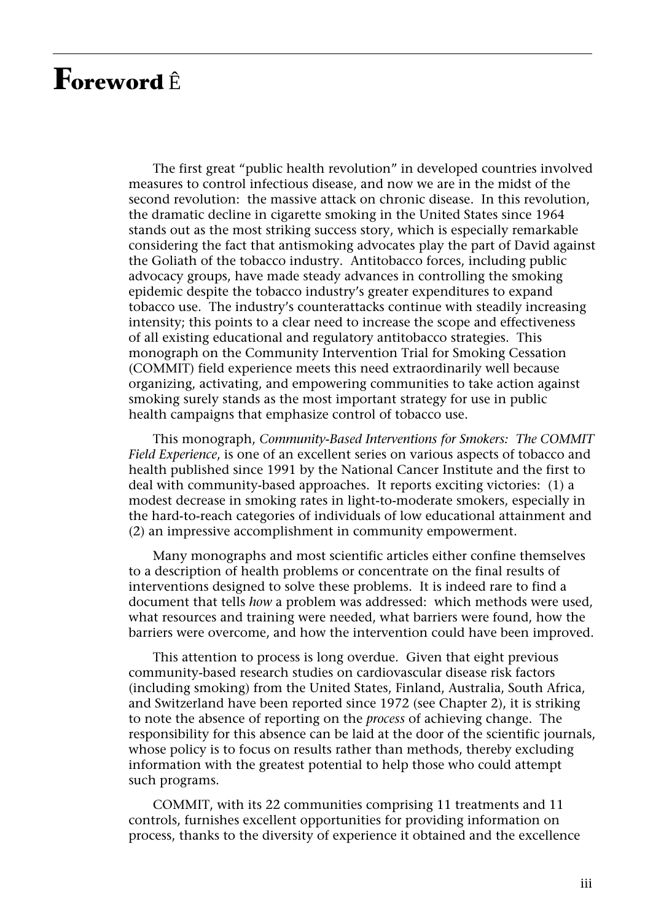# Foreword Ê

The first great "public health revolution" in developed countries involved measures to control infectious disease, and now we are in the midst of the second revolution: the massive attack on chronic disease. In this revolution, the dramatic decline in cigarette smoking in the United States since 1964 stands out as the most striking success story, which is especially remarkable considering the fact that antismoking advocates play the part of David against the Goliath of the tobacco industry. Antitobacco forces, including public advocacy groups, have made steady advances in controlling the smoking epidemic despite the tobacco industry's greater expenditures to expand tobacco use. The industry's counterattacks continue with steadily increasing intensity; this points to a clear need to increase the scope and effectiveness of all existing educational and regulatory antitobacco strategies. This monograph on the Community Intervention Trial for Smoking Cessation (COMMIT) field experience meets this need extraordinarily well because organizing, activating, and empowering communities to take action against smoking surely stands as the most important strategy for use in public health campaigns that emphasize control of tobacco use.

This monograph, *Community-Based Interventions for Smokers: The COMMIT Field Experience*, is one of an excellent series on various aspects of tobacco and health published since 1991 by the National Cancer Institute and the first to deal with community-based approaches. It reports exciting victories: (1) a modest decrease in smoking rates in light-to-moderate smokers, especially in the hard-to-reach categories of individuals of low educational attainment and (2) an impressive accomplishment in community empowerment.

Many monographs and most scientific articles either confine themselves to a description of health problems or concentrate on the final results of interventions designed to solve these problems. It is indeed rare to find a document that tells *how* a problem was addressed: which methods were used, what resources and training were needed, what barriers were found, how the barriers were overcome, and how the intervention could have been improved.

This attention to process is long overdue. Given that eight previous community-based research studies on cardiovascular disease risk factors (including smoking) from the United States, Finland, Australia, South Africa, and Switzerland have been reported since 1972 (see Chapter 2), it is striking to note the absence of reporting on the *process* of achieving change. The responsibility for this absence can be laid at the door of the scientific journals, whose policy is to focus on results rather than methods, thereby excluding information with the greatest potential to help those who could attempt such programs.

COMMIT, with its 22 communities comprising 11 treatments and 11 controls, furnishes excellent opportunities for providing information on process, thanks to the diversity of experience it obtained and the excellence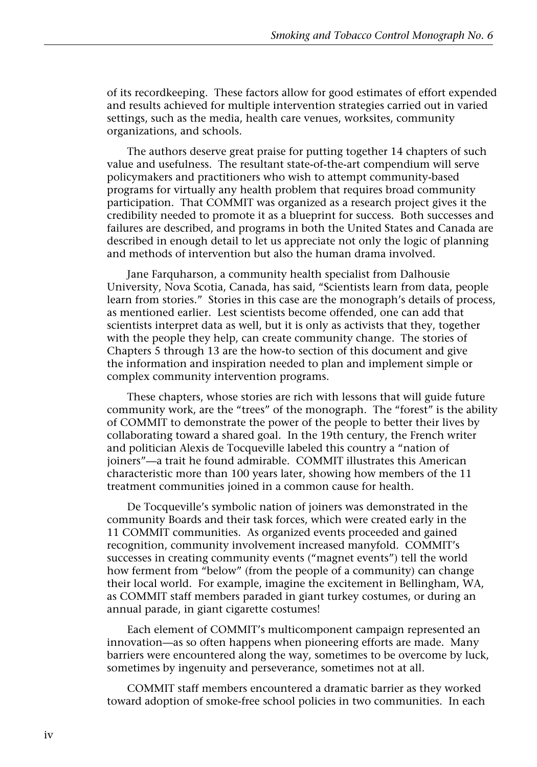of its recordkeeping. These factors allow for good estimates of effort expended and results achieved for multiple intervention strategies carried out in varied settings, such as the media, health care venues, worksites, community organizations, and schools.

The authors deserve great praise for putting together 14 chapters of such value and usefulness. The resultant state-of-the-art compendium will serve policymakers and practitioners who wish to attempt community-based programs for virtually any health problem that requires broad community participation. That COMMIT was organized as a research project gives it the credibility needed to promote it as a blueprint for success. Both successes and failures are described, and programs in both the United States and Canada are described in enough detail to let us appreciate not only the logic of planning and methods of intervention but also the human drama involved.

Jane Farquharson, a community health specialist from Dalhousie University, Nova Scotia, Canada, has said, "Scientists learn from data, people learn from stories." Stories in this case are the monograph's details of process, as mentioned earlier. Lest scientists become offended, one can add that scientists interpret data as well, but it is only as activists that they, together with the people they help, can create community change. The stories of Chapters 5 through 13 are the how-to section of this document and give the information and inspiration needed to plan and implement simple or complex community intervention programs.

These chapters, whose stories are rich with lessons that will guide future community work, are the "trees" of the monograph. The "forest" is the ability of COMMIT to demonstrate the power of the people to better their lives by collaborating toward a shared goal. In the 19th century, the French writer and politician Alexis de Tocqueville labeled this country a "nation of joiners"—a trait he found admirable. COMMIT illustrates this American characteristic more than 100 years later, showing how members of the 11 treatment communities joined in a common cause for health.

De Tocqueville's symbolic nation of joiners was demonstrated in the community Boards and their task forces, which were created early in the 11 COMMIT communities. As organized events proceeded and gained recognition, community involvement increased manyfold. COMMIT's successes in creating community events ("magnet events") tell the world how ferment from "below" (from the people of a community) can change their local world. For example, imagine the excitement in Bellingham, WA, as COMMIT staff members paraded in giant turkey costumes, or during an annual parade, in giant cigarette costumes!

Each element of COMMIT's multicomponent campaign represented an innovation—as so often happens when pioneering efforts are made. Many barriers were encountered along the way, sometimes to be overcome by luck, sometimes by ingenuity and perseverance, sometimes not at all.

COMMIT staff members encountered a dramatic barrier as they worked toward adoption of smoke-free school policies in two communities. In each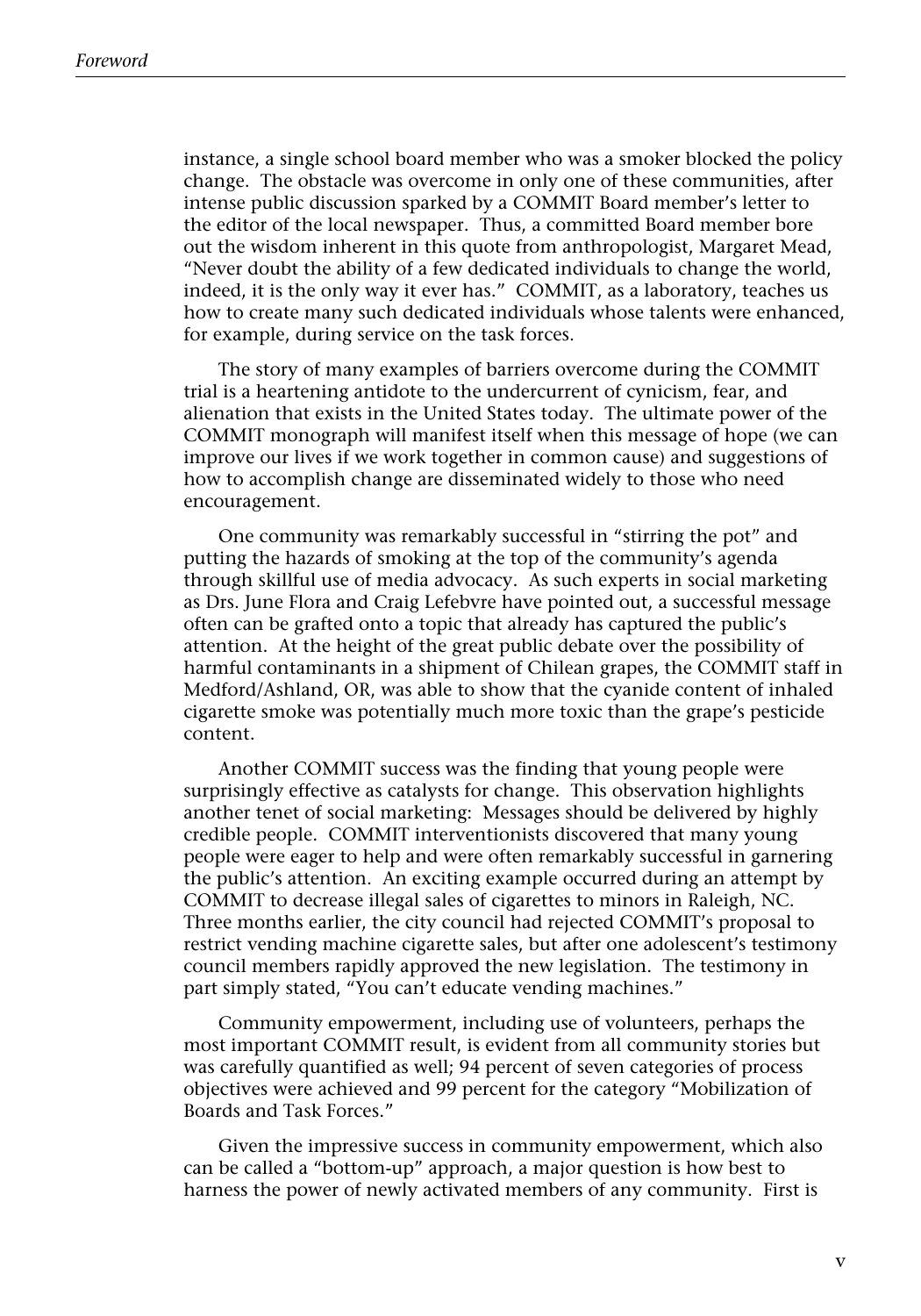instance, a single school board member who was a smoker blocked the policy change. The obstacle was overcome in only one of these communities, after intense public discussion sparked by a COMMIT Board member's letter to the editor of the local newspaper. Thus, a committed Board member bore out the wisdom inherent in this quote from anthropologist, Margaret Mead, "Never doubt the ability of a few dedicated individuals to change the world, indeed, it is the only way it ever has." COMMIT, as a laboratory, teaches us how to create many such dedicated individuals whose talents were enhanced, for example, during service on the task forces.

The story of many examples of barriers overcome during the COMMIT trial is a heartening antidote to the undercurrent of cynicism, fear, and alienation that exists in the United States today. The ultimate power of the COMMIT monograph will manifest itself when this message of hope (we can improve our lives if we work together in common cause) and suggestions of how to accomplish change are disseminated widely to those who need encouragement.

One community was remarkably successful in "stirring the pot" and putting the hazards of smoking at the top of the community's agenda through skillful use of media advocacy. As such experts in social marketing as Drs. June Flora and Craig Lefebvre have pointed out, a successful message often can be grafted onto a topic that already has captured the public's attention. At the height of the great public debate over the possibility of harmful contaminants in a shipment of Chilean grapes, the COMMIT staff in Medford/Ashland, OR, was able to show that the cyanide content of inhaled cigarette smoke was potentially much more toxic than the grape's pesticide content.

Another COMMIT success was the finding that young people were surprisingly effective as catalysts for change. This observation highlights another tenet of social marketing: Messages should be delivered by highly credible people. COMMIT interventionists discovered that many young people were eager to help and were often remarkably successful in garnering the public's attention. An exciting example occurred during an attempt by COMMIT to decrease illegal sales of cigarettes to minors in Raleigh, NC. Three months earlier, the city council had rejected COMMIT's proposal to restrict vending machine cigarette sales, but after one adolescent's testimony council members rapidly approved the new legislation. The testimony in part simply stated, "You can't educate vending machines."

Community empowerment, including use of volunteers, perhaps the most important COMMIT result, is evident from all community stories but was carefully quantified as well; 94 percent of seven categories of process objectives were achieved and 99 percent for the category "Mobilization of Boards and Task Forces."

Given the impressive success in community empowerment, which also can be called a "bottom-up" approach, a major question is how best to harness the power of newly activated members of any community. First is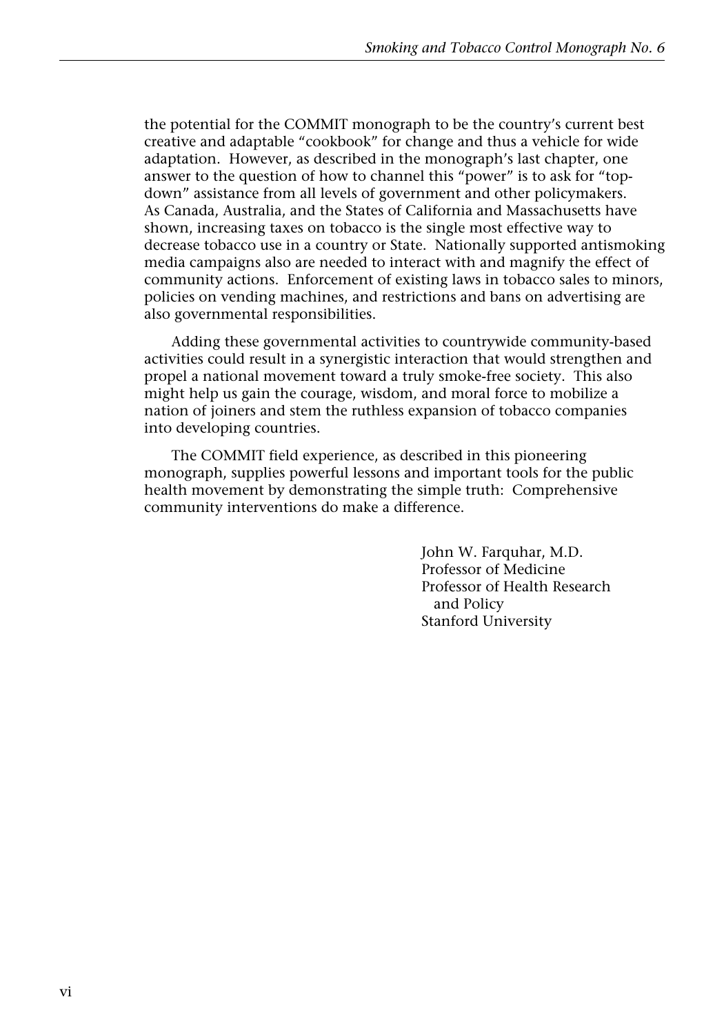the potential for the COMMIT monograph to be the country's current best creative and adaptable "cookbook" for change and thus a vehicle for wide adaptation. However, as described in the monograph's last chapter, one answer to the question of how to channel this "power" is to ask for "top-down" assistance from all levels of government and other policymakers. As Canada, Australia, and the States of California and Massachusetts have shown, increasing taxes on tobacco is the single most effective way to decrease tobacco use in a country or State. Nationally supported antismoking media campaigns also are needed to interact with and magnify the effect of community actions. Enforcement of existing laws in tobacco sales to minors, policies on vending machines, and restrictions and bans on advertising are also governmental responsibilities.

Adding these governmental activities to countrywide community-based activities could result in a synergistic interaction that would strengthen and propel a national movement toward a truly smoke-free society. This also might help us gain the courage, wisdom, and moral force to mobilize a nation of joiners and stem the ruthless expansion of tobacco companies into developing countries.

The COMMIT field experience, as described in this pioneering monograph, supplies powerful lessons and important tools for the public health movement by demonstrating the simple truth: Comprehensive community interventions do make a difference.

John W. Farquhar, M.D.
Professor of Medicine
Professor of Health Research and Policy
Stanford University